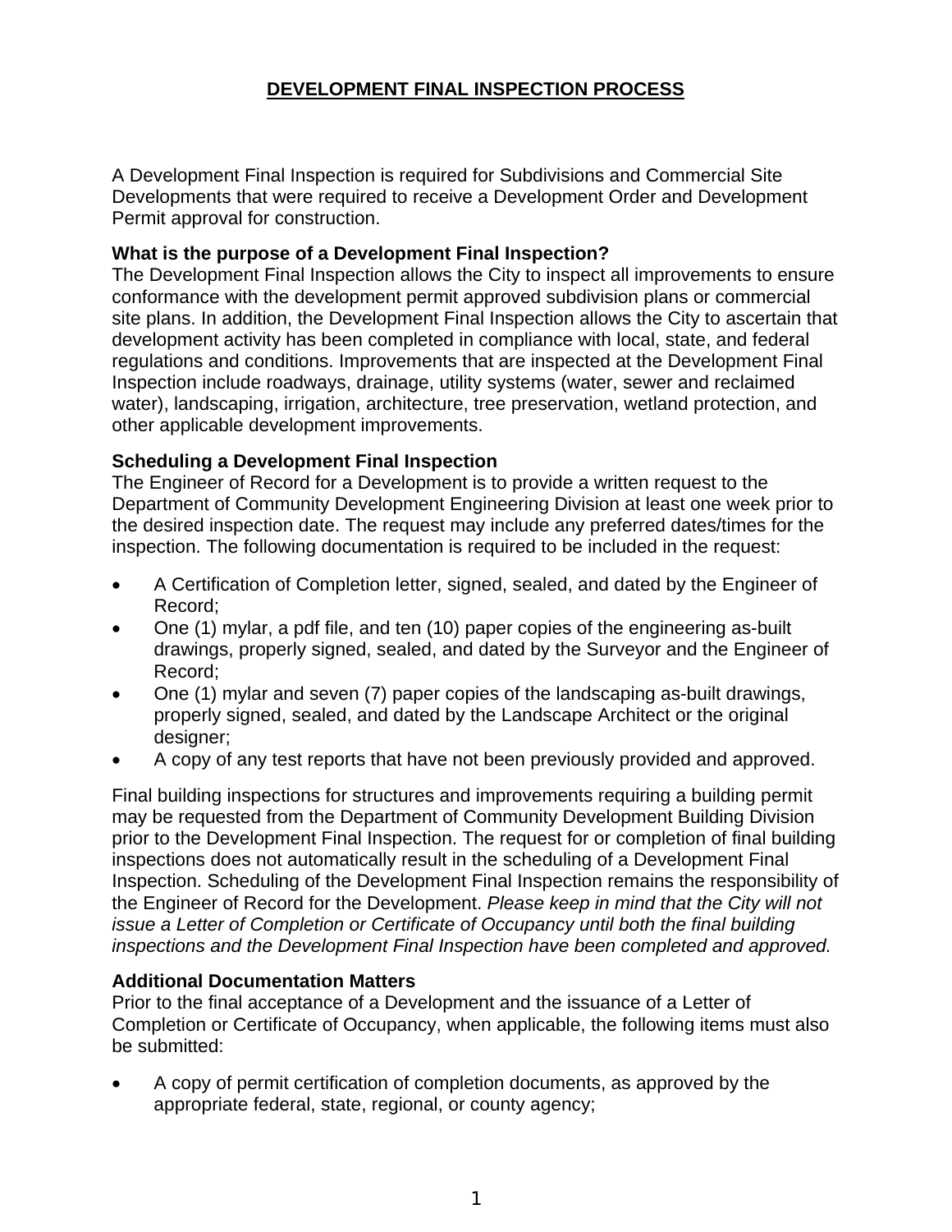# DEVELOPMENT FINAL INSPECTION PROCESS

A Development Final Inspection is required for Subdivisions and Commercial Site Developments that were required to receive a Development Order and Development Permit approval for construction.

**What is the purpose of a Development Final Inspection?**
The Development Final Inspection allows the City to inspect all improvements to ensure conformance with the development permit approved subdivision plans or commercial site plans. In addition, the Development Final Inspection allows the City to ascertain that development activity has been completed in compliance with local, state, and federal regulations and conditions. Improvements that are inspected at the Development Final Inspection include roadways, drainage, utility systems (water, sewer and reclaimed water), landscaping, irrigation, architecture, tree preservation, wetland protection, and other applicable development improvements.

**Scheduling a Development Final Inspection**
The Engineer of Record for a Development is to provide a written request to the Department of Community Development Engineering Division at least one week prior to the desired inspection date. The request may include any preferred dates/times for the inspection. The following documentation is required to be included in the request:

- A Certification of Completion letter, signed, sealed, and dated by the Engineer of Record;
- One (1) mylar, a pdf file, and ten (10) paper copies of the engineering as-built drawings, properly signed, sealed, and dated by the Surveyor and the Engineer of Record;
- One (1) mylar and seven (7) paper copies of the landscaping as-built drawings, properly signed, sealed, and dated by the Landscape Architect or the original designer;
- A copy of any test reports that have not been previously provided and approved.

Final building inspections for structures and improvements requiring a building permit may be requested from the Department of Community Development Building Division prior to the Development Final Inspection. The request for or completion of final building inspections does not automatically result in the scheduling of a Development Final Inspection. Scheduling of the Development Final Inspection remains the responsibility of the Engineer of Record for the Development. *Please keep in mind that the City will not issue a Letter of Completion or Certificate of Occupancy until both the final building inspections and the Development Final Inspection have been completed and approved.*

**Additional Documentation Matters**
Prior to the final acceptance of a Development and the issuance of a Letter of Completion or Certificate of Occupancy, when applicable, the following items must also be submitted:

- A copy of permit certification of completion documents, as approved by the appropriate federal, state, regional, or county agency;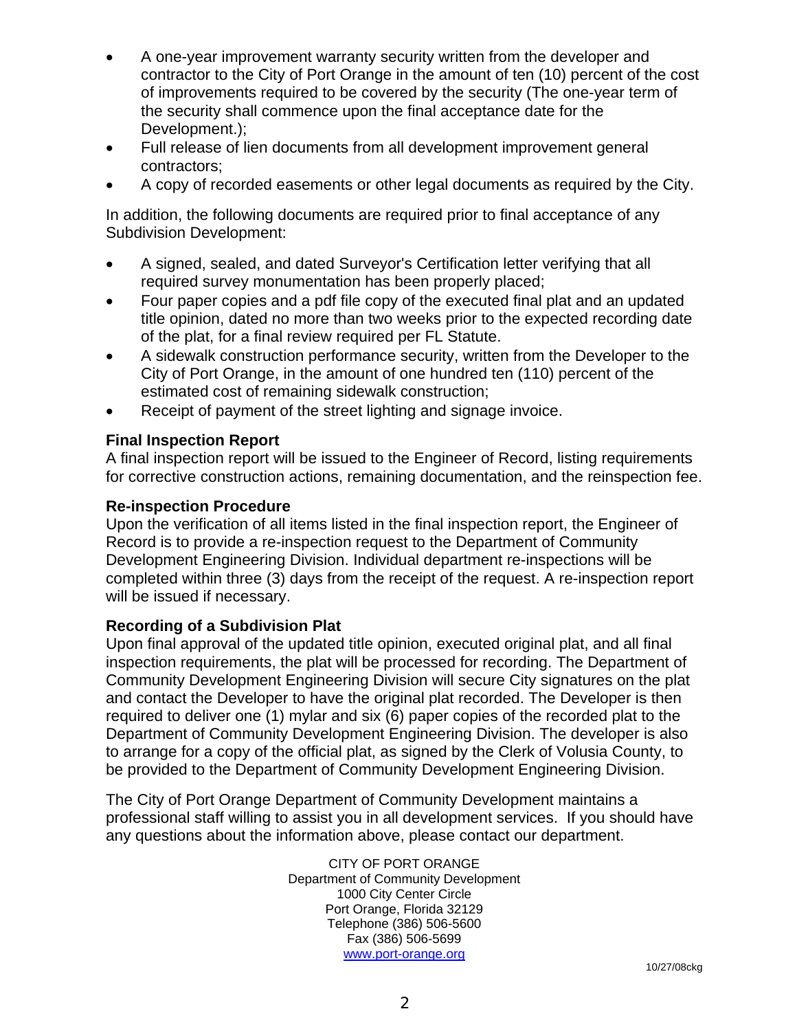- A one-year improvement warranty security written from the developer and contractor to the City of Port Orange in the amount of ten (10) percent of the cost of improvements required to be covered by the security (The one-year term of the security shall commence upon the final acceptance date for the Development.);
- Full release of lien documents from all development improvement general contractors;
- A copy of recorded easements or other legal documents as required by the City.

In addition, the following documents are required prior to final acceptance of any Subdivision Development:

- A signed, sealed, and dated Surveyor's Certification letter verifying that all required survey monumentation has been properly placed;
- Four paper copies and a pdf file copy of the executed final plat and an updated title opinion, dated no more than two weeks prior to the expected recording date of the plat, for a final review required per FL Statute.
- A sidewalk construction performance security, written from the Developer to the City of Port Orange, in the amount of one hundred ten (110) percent of the estimated cost of remaining sidewalk construction;
- Receipt of payment of the street lighting and signage invoice.

**Final Inspection Report**

A final inspection report will be issued to the Engineer of Record, listing requirements for corrective construction actions, remaining documentation, and the reinspection fee.

**Re-inspection Procedure**

Upon the verification of all items listed in the final inspection report, the Engineer of Record is to provide a re-inspection request to the Department of Community Development Engineering Division. Individual department re-inspections will be completed within three (3) days from the receipt of the request. A re-inspection report will be issued if necessary.

**Recording of a Subdivision Plat**

Upon final approval of the updated title opinion, executed original plat, and all final inspection requirements, the plat will be processed for recording. The Department of Community Development Engineering Division will secure City signatures on the plat and contact the Developer to have the original plat recorded. The Developer is then required to deliver one (1) mylar and six (6) paper copies of the recorded plat to the Department of Community Development Engineering Division. The developer is also to arrange for a copy of the official plat, as signed by the Clerk of Volusia County, to be provided to the Department of Community Development Engineering Division.

The City of Port Orange Department of Community Development maintains a professional staff willing to assist you in all development services. If you should have any questions about the information above, please contact our department.

CITY OF PORT ORANGE
Department of Community Development
1000 City Center Circle
Port Orange, Florida 32129
Telephone (386) 506-5600
Fax (386) 506-5699
www.port-orange.org

10/27/08ckg